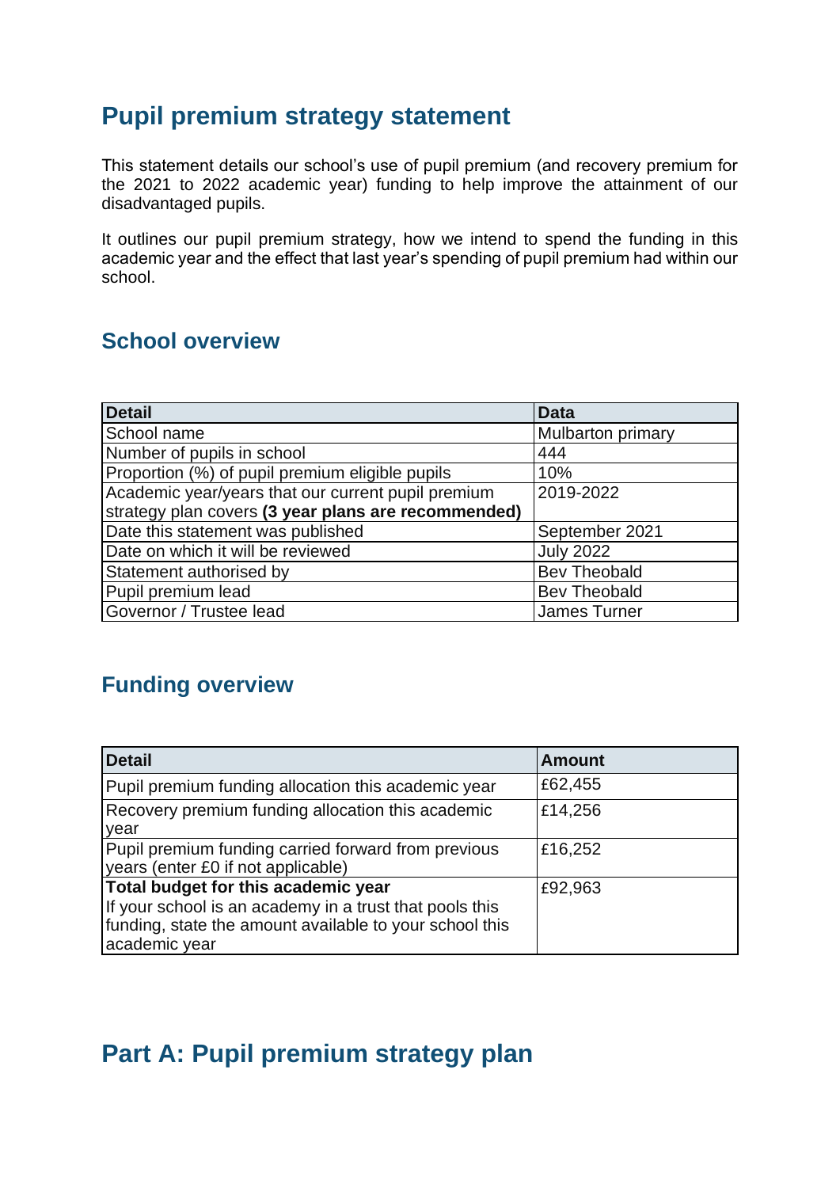# Pupil premium strategy statement

This statement details our school's use of pupil premium (and recovery premium for the 2021 to 2022 academic year) funding to help improve the attainment of our disadvantaged pupils.

It outlines our pupil premium strategy, how we intend to spend the funding in this academic year and the effect that last year's spending of pupil premium had within our school.

## School overview

| Detail | Data |
|---|---|
| School name | Mulbarton primary |
| Number of pupils in school | 444 |
| Proportion (%) of pupil premium eligible pupils | 10% |
| Academic year/years that our current pupil premium strategy plan covers **(3 year plans are recommended)** | 2019-2022 |
| Date this statement was published | September 2021 |
| Date on which it will be reviewed | July 2022 |
| Statement authorised by | Bev Theobald |
| Pupil premium lead | Bev Theobald |
| Governor / Trustee lead | James Turner |

## Funding overview

| Detail | Amount |
|---|---|
| Pupil premium funding allocation this academic year | £62,455 |
| Recovery premium funding allocation this academic year | £14,256 |
| Pupil premium funding carried forward from previous years (enter £0 if not applicable) | £16,252 |
| **Total budget for this academic year** If your school is an academy in a trust that pools this funding, state the amount available to your school this academic year | £92,963 |

# Part A: Pupil premium strategy plan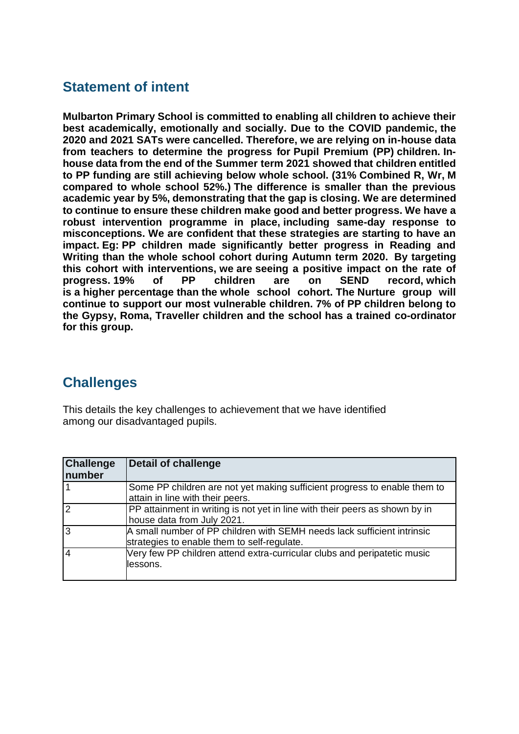## Statement of intent

**Mulbarton Primary School is committed to enabling all children to achieve their best academically, emotionally and socially. Due to the COVID pandemic, the 2020 and 2021 SATs were cancelled. Therefore, we are relying on in-house data from teachers to determine the progress for Pupil Premium (PP) children. In-house data from the end of the Summer term 2021 showed that children entitled to PP funding are still achieving below whole school. (31% Combined R, Wr, M compared to whole school 52%.) The difference is smaller than the previous academic year by 5%, demonstrating that the gap is closing. We are determined to continue to ensure these children make good and better progress. We have a robust intervention programme in place, including same-day response to misconceptions. We are confident that these strategies are starting to have an impact. Eg: PP children made significantly better progress in Reading and Writing than the whole school cohort during Autumn term 2020. By targeting this cohort with interventions, we are seeing a positive impact on the rate of progress. 19% of PP children are on SEND record, which is a higher percentage than the whole school cohort. The Nurture group will continue to support our most vulnerable children. 7% of PP children belong to the Gypsy, Roma, Traveller children and the school has a trained co-ordinator for this group.**

## Challenges

This details the key challenges to achievement that we have identified among our disadvantaged pupils.

| Challenge number | Detail of challenge |
|---|---|
| 1 | Some PP children are not yet making sufficient progress to enable them to attain in line with their peers. |
| 2 | PP attainment in writing is not yet in line with their peers as shown by in house data from July 2021. |
| 3 | A small number of PP children with SEMH needs lack sufficient intrinsic strategies to enable them to self-regulate. |
| 4 | Very few PP children attend extra-curricular clubs and peripatetic music lessons. |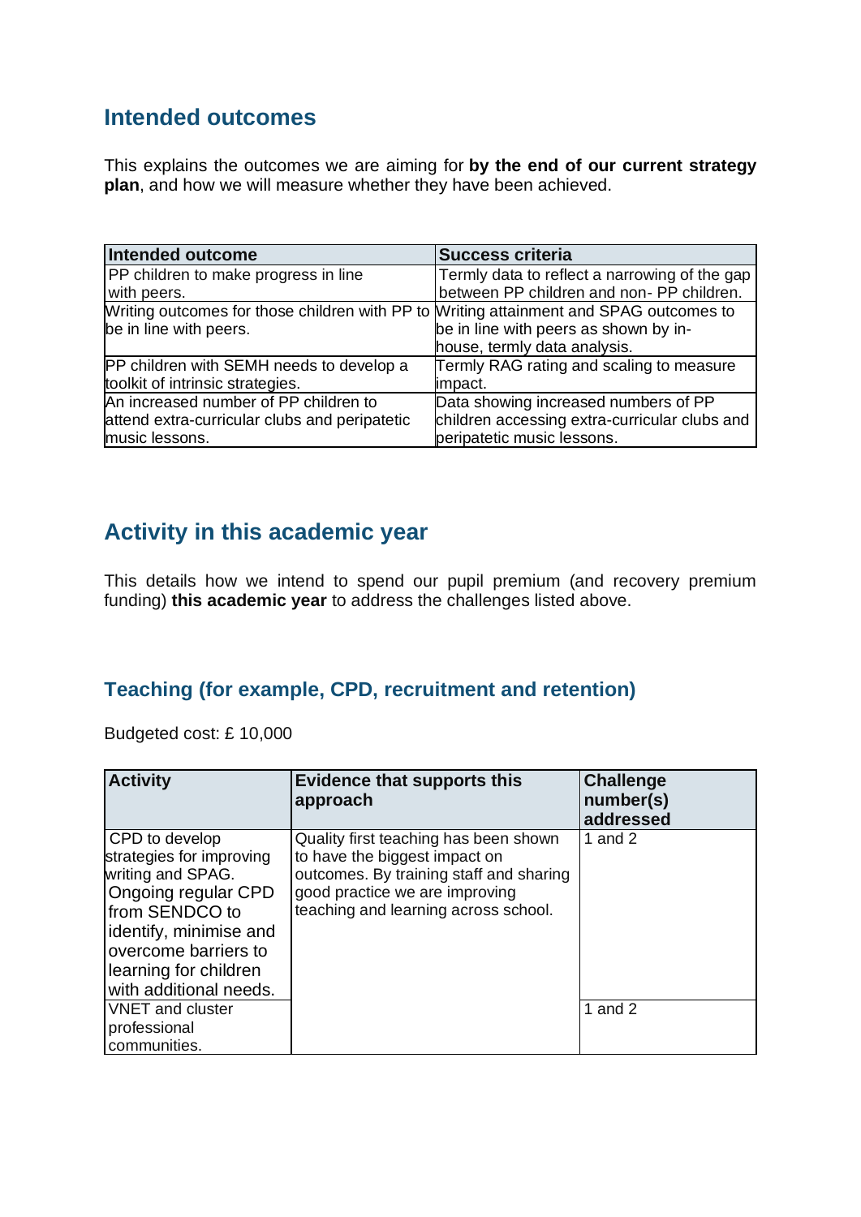## Intended outcomes

This explains the outcomes we are aiming for **by the end of our current strategy plan**, and how we will measure whether they have been achieved.

| Intended outcome | Success criteria |
|---|---|
| PP children to make progress in line with peers. | Termly data to reflect a narrowing of the gap between PP children and non- PP children. |
| Writing outcomes for those children with PP to be in line with peers. | Writing attainment and SPAG outcomes to be in line with peers as shown by in-house, termly data analysis. |
| PP children with SEMH needs to develop a toolkit of intrinsic strategies. | Termly RAG rating and scaling to measure impact. |
| An increased number of PP children to attend extra-curricular clubs and peripatetic music lessons. | Data showing increased numbers of PP children accessing extra-curricular clubs and peripatetic music lessons. |

## Activity in this academic year

This details how we intend to spend our pupil premium (and recovery premium funding) **this academic year** to address the challenges listed above.

### Teaching (for example, CPD, recruitment and retention)

Budgeted cost: £ 10,000

| Activity | Evidence that supports this approach | Challenge number(s) addressed |
|---|---|---|
| CPD to develop strategies for improving writing and SPAG. Ongoing regular CPD from SENDCO to identify, minimise and overcome barriers to learning for children with additional needs. | Quality first teaching has been shown to have the biggest impact on outcomes. By training staff and sharing good practice we are improving teaching and learning across school. | 1 and 2 |
| VNET and cluster professional communities. | | 1 and 2 |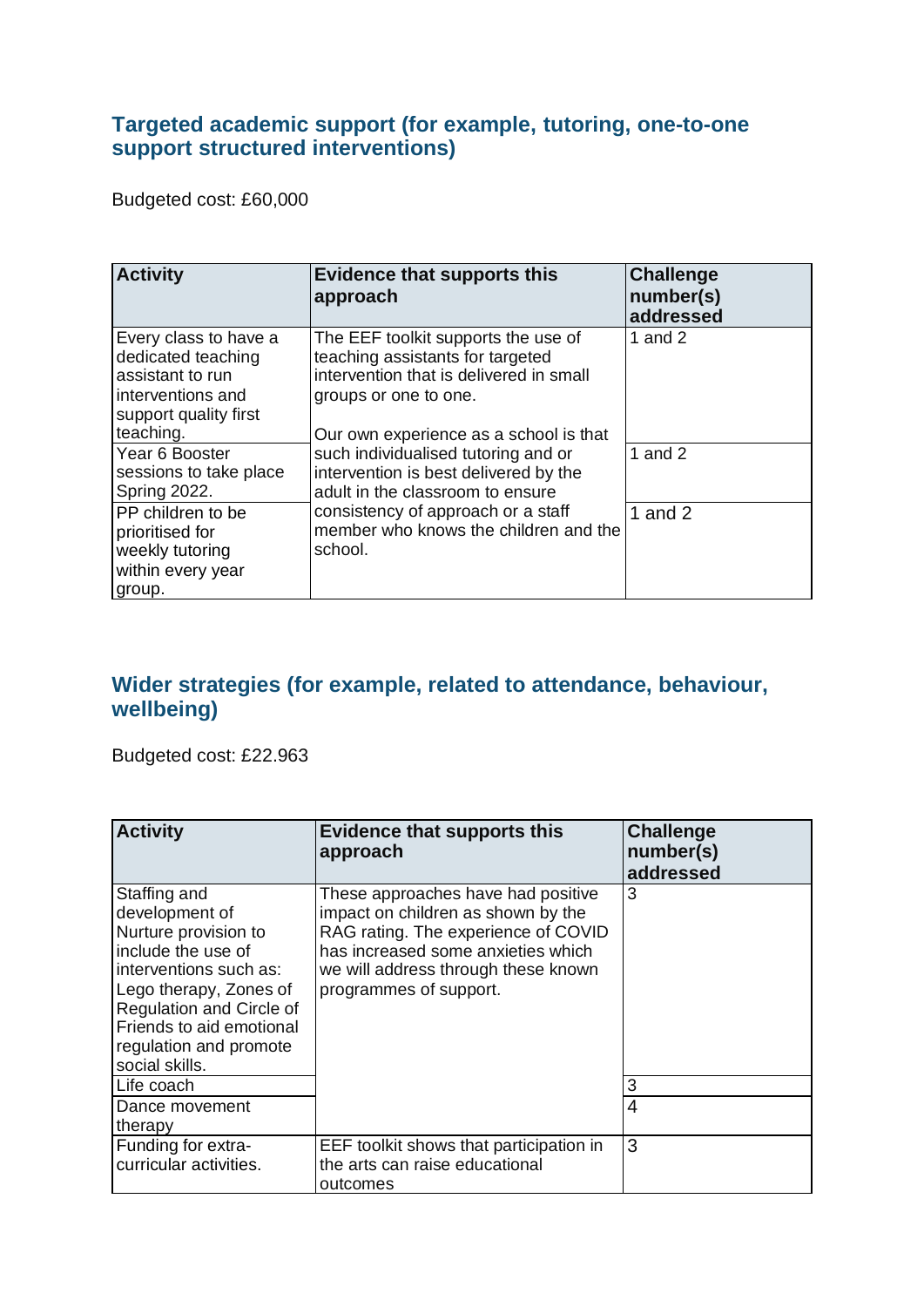## Targeted academic support (for example, tutoring, one-to-one support structured interventions)

Budgeted cost: £60,000

| Activity | Evidence that supports this approach | Challenge number(s) addressed |
|---|---|---|
| Every class to have a dedicated teaching assistant to run interventions and support quality first teaching. | The EEF toolkit supports the use of teaching assistants for targeted intervention that is delivered in small groups or one to one.<br><br>Our own experience as a school is that such individualised tutoring and or intervention is best delivered by the adult in the classroom to ensure consistency of approach or a staff member who knows the children and the school. | 1 and 2 |
| Year 6 Booster sessions to take place Spring 2022. | | 1 and 2 |
| PP children to be prioritised for weekly tutoring within every year group. | | 1 and 2 |

## Wider strategies (for example, related to attendance, behaviour, wellbeing)

Budgeted cost: £22.963

| Activity | Evidence that supports this approach | Challenge number(s) addressed |
|---|---|---|
| Staffing and development of Nurture provision to include the use of interventions such as: Lego therapy, Zones of Regulation and Circle of Friends to aid emotional regulation and promote social skills. | These approaches have had positive impact on children as shown by the RAG rating. The experience of COVID has increased some anxieties which we will address through these known programmes of support. | 3 |
| Life coach | | 3 |
| Dance movement therapy | | 4 |
| Funding for extra-curricular activities. | EEF toolkit shows that participation in the arts can raise educational outcomes | 3 |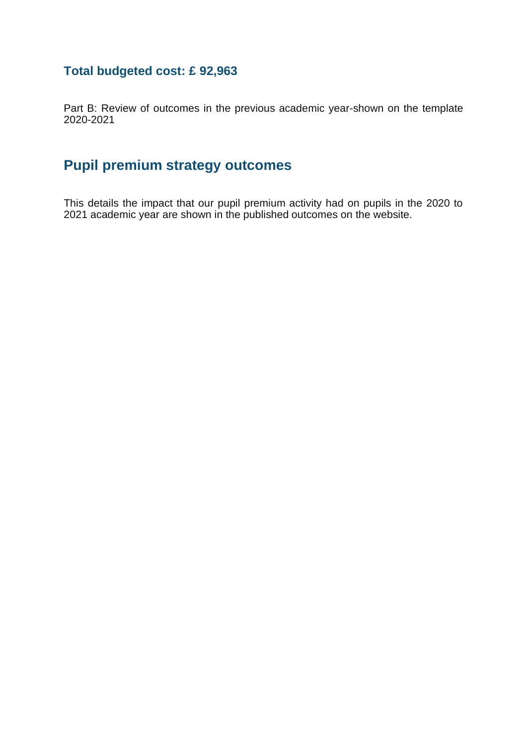## Total budgeted cost: £ 92,963

Part B: Review of outcomes in the previous academic year-shown on the template 2020-2021

# Pupil premium strategy outcomes

This details the impact that our pupil premium activity had on pupils in the 2020 to 2021 academic year are shown in the published outcomes on the website.